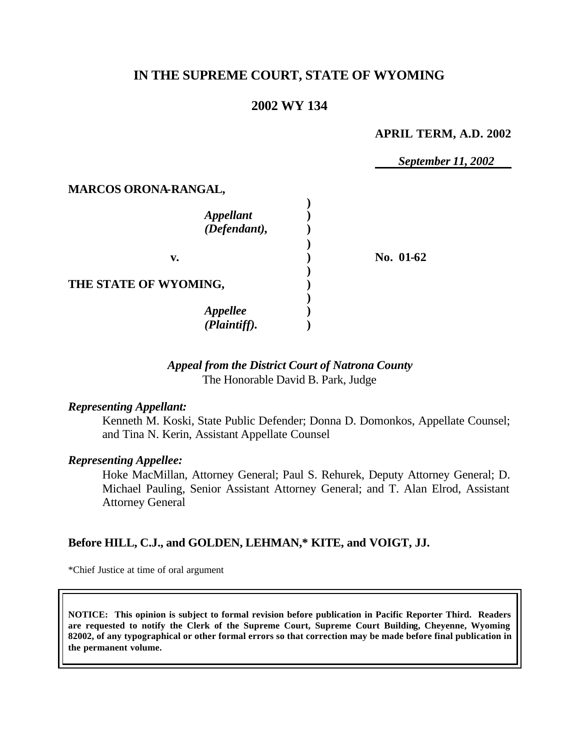# IN THE SUPREME COURT, STATE OF WYOMING

## 2002 WY 134

**APRIL TERM, A.D. 2002**

***September 11, 2002***

**MARCOS ORONA-RANGAL,**

*Appellant (Defendant),*

**v.**

**No. 01-62**

**THE STATE OF WYOMING,**

*Appellee (Plaintiff).*

*Appeal from the District Court of Natrona County*
The Honorable David B. Park, Judge

*Representing Appellant:*

Kenneth M. Koski, State Public Defender; Donna D. Domonkos, Appellate Counsel; and Tina N. Kerin, Assistant Appellate Counsel

*Representing Appellee:*

Hoke MacMillan, Attorney General; Paul S. Rehurek, Deputy Attorney General; D. Michael Pauling, Senior Assistant Attorney General; and T. Alan Elrod, Assistant Attorney General

**Before HILL, C.J., and GOLDEN, LEHMAN,\* KITE, and VOIGT, JJ.**

\*Chief Justice at time of oral argument

**NOTICE: This opinion is subject to formal revision before publication in Pacific Reporter Third. Readers are requested to notify the Clerk of the Supreme Court, Supreme Court Building, Cheyenne, Wyoming 82002, of any typographical or other formal errors so that correction may be made before final publication in the permanent volume.**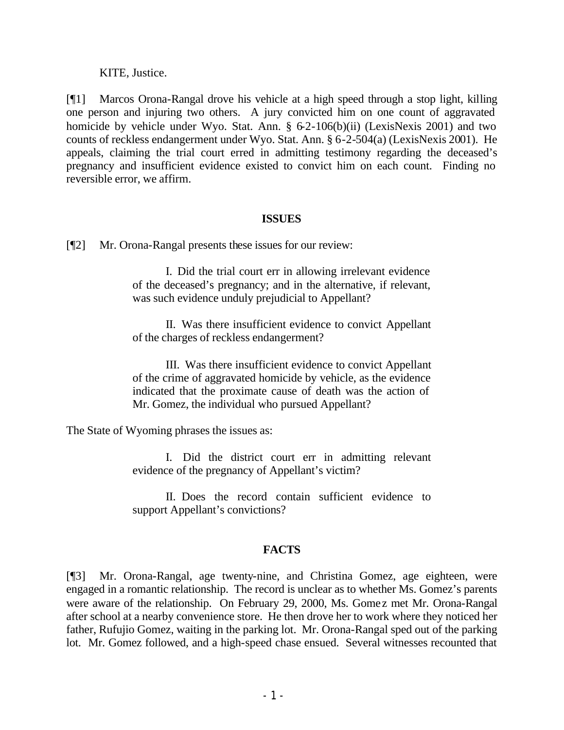KITE, Justice.

[¶1] Marcos Orona-Rangal drove his vehicle at a high speed through a stop light, killing one person and injuring two others. A jury convicted him on one count of aggravated homicide by vehicle under Wyo. Stat. Ann. § 6-2-106(b)(ii) (LexisNexis 2001) and two counts of reckless endangerment under Wyo. Stat. Ann. § 6-2-504(a) (LexisNexis 2001). He appeals, claiming the trial court erred in admitting testimony regarding the deceased's pregnancy and insufficient evidence existed to convict him on each count. Finding no reversible error, we affirm.

## ISSUES

[¶2] Mr. Orona-Rangal presents these issues for our review:

> I. Did the trial court err in allowing irrelevant evidence of the deceased's pregnancy; and in the alternative, if relevant, was such evidence unduly prejudicial to Appellant?
>
> II. Was there insufficient evidence to convict Appellant of the charges of reckless endangerment?
>
> III. Was there insufficient evidence to convict Appellant of the crime of aggravated homicide by vehicle, as the evidence indicated that the proximate cause of death was the action of Mr. Gomez, the individual who pursued Appellant?

The State of Wyoming phrases the issues as:

> I. Did the district court err in admitting relevant evidence of the pregnancy of Appellant's victim?
>
> II. Does the record contain sufficient evidence to support Appellant's convictions?

## FACTS

[¶3] Mr. Orona-Rangal, age twenty-nine, and Christina Gomez, age eighteen, were engaged in a romantic relationship. The record is unclear as to whether Ms. Gomez's parents were aware of the relationship. On February 29, 2000, Ms. Gomez met Mr. Orona-Rangal after school at a nearby convenience store. He then drove her to work where they noticed her father, Rufujio Gomez, waiting in the parking lot. Mr. Orona-Rangal sped out of the parking lot. Mr. Gomez followed, and a high-speed chase ensued. Several witnesses recounted that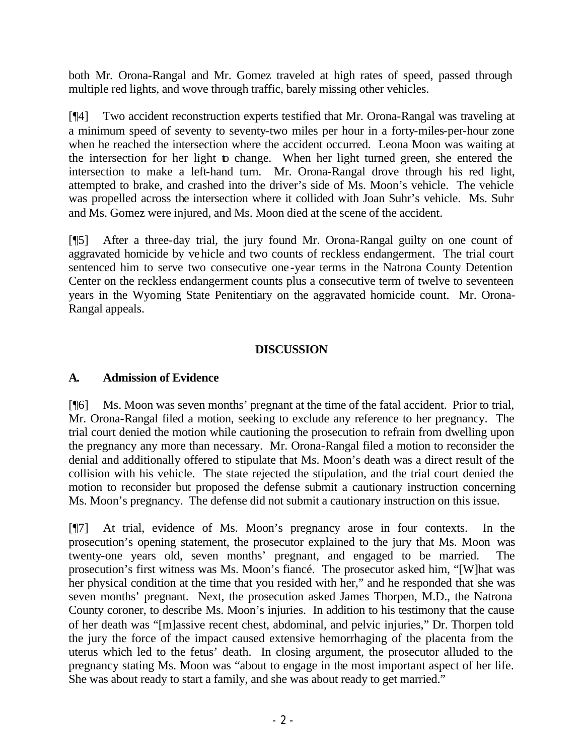both Mr. Orona-Rangal and Mr. Gomez traveled at high rates of speed, passed through multiple red lights, and wove through traffic, barely missing other vehicles.

[¶4] Two accident reconstruction experts testified that Mr. Orona-Rangal was traveling at a minimum speed of seventy to seventy-two miles per hour in a forty-miles-per-hour zone when he reached the intersection where the accident occurred. Leona Moon was waiting at the intersection for her light to change. When her light turned green, she entered the intersection to make a left-hand turn. Mr. Orona-Rangal drove through his red light, attempted to brake, and crashed into the driver's side of Ms. Moon's vehicle. The vehicle was propelled across the intersection where it collided with Joan Suhr's vehicle. Ms. Suhr and Ms. Gomez were injured, and Ms. Moon died at the scene of the accident.

[¶5] After a three-day trial, the jury found Mr. Orona-Rangal guilty on one count of aggravated homicide by vehicle and two counts of reckless endangerment. The trial court sentenced him to serve two consecutive one-year terms in the Natrona County Detention Center on the reckless endangerment counts plus a consecutive term of twelve to seventeen years in the Wyoming State Penitentiary on the aggravated homicide count. Mr. Orona-Rangal appeals.

## DISCUSSION

### A. Admission of Evidence

[¶6] Ms. Moon was seven months' pregnant at the time of the fatal accident. Prior to trial, Mr. Orona-Rangal filed a motion, seeking to exclude any reference to her pregnancy. The trial court denied the motion while cautioning the prosecution to refrain from dwelling upon the pregnancy any more than necessary. Mr. Orona-Rangal filed a motion to reconsider the denial and additionally offered to stipulate that Ms. Moon's death was a direct result of the collision with his vehicle. The state rejected the stipulation, and the trial court denied the motion to reconsider but proposed the defense submit a cautionary instruction concerning Ms. Moon's pregnancy. The defense did not submit a cautionary instruction on this issue.

[¶7] At trial, evidence of Ms. Moon's pregnancy arose in four contexts. In the prosecution's opening statement, the prosecutor explained to the jury that Ms. Moon was twenty-one years old, seven months' pregnant, and engaged to be married. The prosecution's first witness was Ms. Moon's fiancé. The prosecutor asked him, "[W]hat was her physical condition at the time that you resided with her," and he responded that she was seven months' pregnant. Next, the prosecution asked James Thorpen, M.D., the Natrona County coroner, to describe Ms. Moon's injuries. In addition to his testimony that the cause of her death was "[m]assive recent chest, abdominal, and pelvic injuries," Dr. Thorpen told the jury the force of the impact caused extensive hemorrhaging of the placenta from the uterus which led to the fetus' death. In closing argument, the prosecutor alluded to the pregnancy stating Ms. Moon was "about to engage in the most important aspect of her life. She was about ready to start a family, and she was about ready to get married."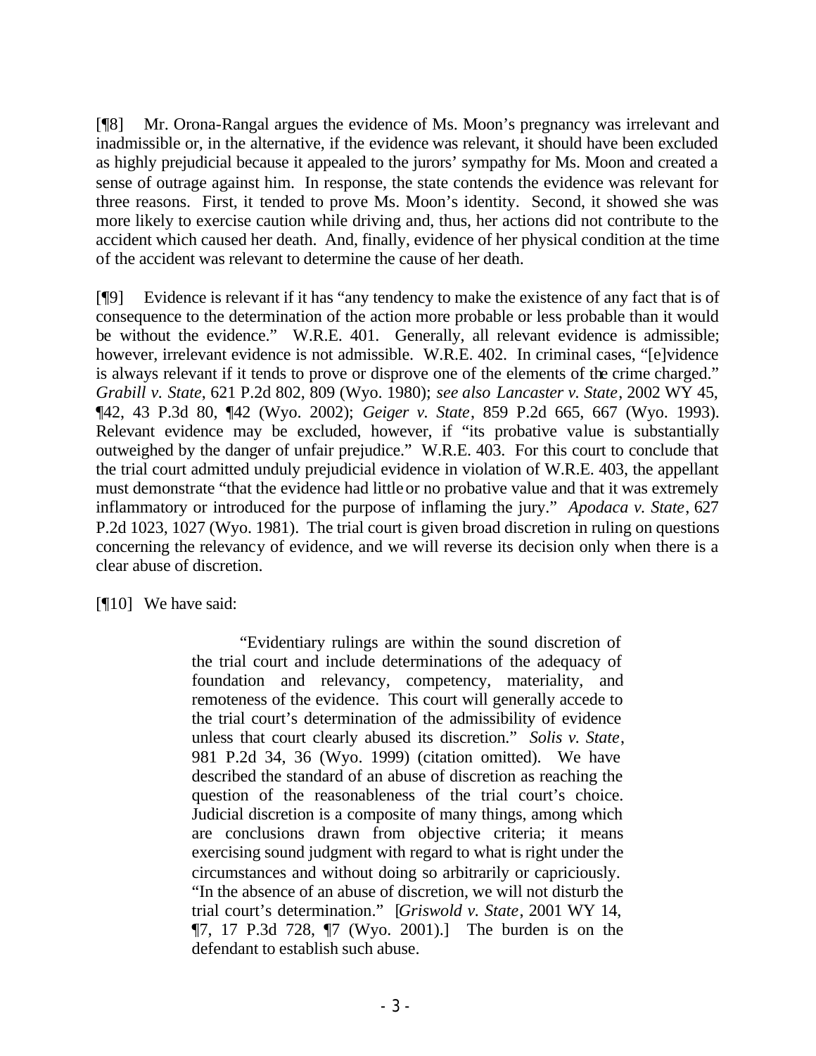[¶8] Mr. Orona-Rangal argues the evidence of Ms. Moon's pregnancy was irrelevant and inadmissible or, in the alternative, if the evidence was relevant, it should have been excluded as highly prejudicial because it appealed to the jurors' sympathy for Ms. Moon and created a sense of outrage against him. In response, the state contends the evidence was relevant for three reasons. First, it tended to prove Ms. Moon's identity. Second, it showed she was more likely to exercise caution while driving and, thus, her actions did not contribute to the accident which caused her death. And, finally, evidence of her physical condition at the time of the accident was relevant to determine the cause of her death.

[¶9] Evidence is relevant if it has "any tendency to make the existence of any fact that is of consequence to the determination of the action more probable or less probable than it would be without the evidence." W.R.E. 401. Generally, all relevant evidence is admissible; however, irrelevant evidence is not admissible. W.R.E. 402. In criminal cases, "[e]vidence is always relevant if it tends to prove or disprove one of the elements of the crime charged." *Grabill v. State*, 621 P.2d 802, 809 (Wyo. 1980); *see also Lancaster v. State*, 2002 WY 45, ¶42, 43 P.3d 80, ¶42 (Wyo. 2002); *Geiger v. State*, 859 P.2d 665, 667 (Wyo. 1993). Relevant evidence may be excluded, however, if "its probative value is substantially outweighed by the danger of unfair prejudice." W.R.E. 403. For this court to conclude that the trial court admitted unduly prejudicial evidence in violation of W.R.E. 403, the appellant must demonstrate "that the evidence had little or no probative value and that it was extremely inflammatory or introduced for the purpose of inflaming the jury." *Apodaca v. State*, 627 P.2d 1023, 1027 (Wyo. 1981). The trial court is given broad discretion in ruling on questions concerning the relevancy of evidence, and we will reverse its decision only when there is a clear abuse of discretion.

[¶10] We have said:

> "Evidentiary rulings are within the sound discretion of the trial court and include determinations of the adequacy of foundation and relevancy, competency, materiality, and remoteness of the evidence. This court will generally accede to the trial court's determination of the admissibility of evidence unless that court clearly abused its discretion." *Solis v. State*, 981 P.2d 34, 36 (Wyo. 1999) (citation omitted). We have described the standard of an abuse of discretion as reaching the question of the reasonableness of the trial court's choice. Judicial discretion is a composite of many things, among which are conclusions drawn from objective criteria; it means exercising sound judgment with regard to what is right under the circumstances and without doing so arbitrarily or capriciously. "In the absence of an abuse of discretion, we will not disturb the trial court's determination." [*Griswold v. State*, 2001 WY 14, ¶7, 17 P.3d 728, ¶7 (Wyo. 2001).] The burden is on the defendant to establish such abuse.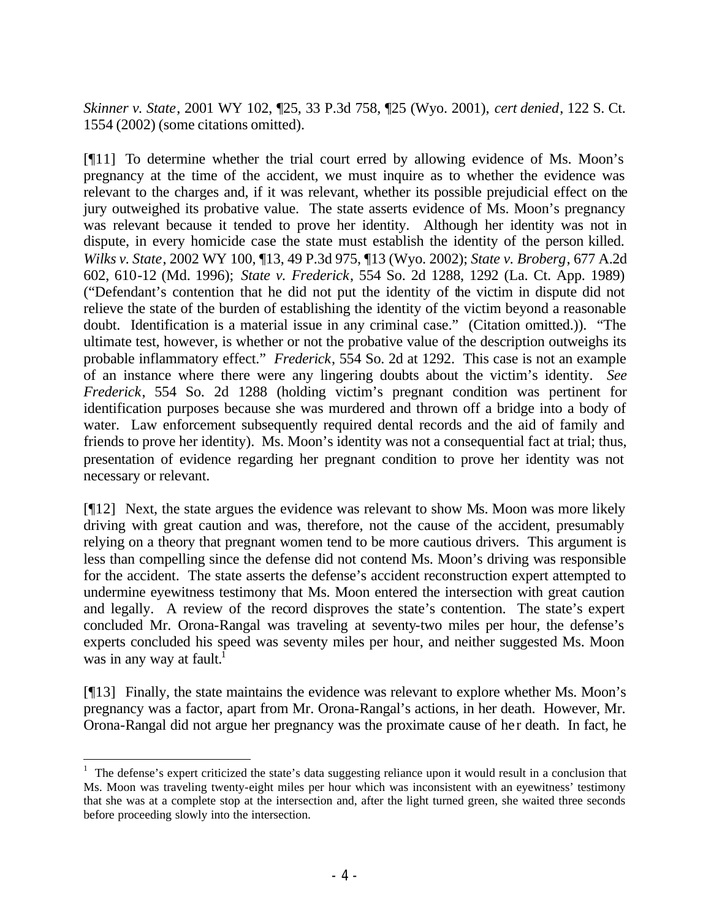*Skinner v. State*, 2001 WY 102, ¶25, 33 P.3d 758, ¶25 (Wyo. 2001), *cert denied*, 122 S. Ct. 1554 (2002) (some citations omitted).

[¶11] To determine whether the trial court erred by allowing evidence of Ms. Moon's pregnancy at the time of the accident, we must inquire as to whether the evidence was relevant to the charges and, if it was relevant, whether its possible prejudicial effect on the jury outweighed its probative value. The state asserts evidence of Ms. Moon's pregnancy was relevant because it tended to prove her identity. Although her identity was not in dispute, in every homicide case the state must establish the identity of the person killed. *Wilks v. State*, 2002 WY 100, ¶13, 49 P.3d 975, ¶13 (Wyo. 2002); *State v. Broberg*, 677 A.2d 602, 610-12 (Md. 1996); *State v. Frederick*, 554 So. 2d 1288, 1292 (La. Ct. App. 1989) ("Defendant's contention that he did not put the identity of the victim in dispute did not relieve the state of the burden of establishing the identity of the victim beyond a reasonable doubt. Identification is a material issue in any criminal case." (Citation omitted.)). "The ultimate test, however, is whether or not the probative value of the description outweighs its probable inflammatory effect." *Frederick*, 554 So. 2d at 1292. This case is not an example of an instance where there were any lingering doubts about the victim's identity. *See Frederick*, 554 So. 2d 1288 (holding victim's pregnant condition was pertinent for identification purposes because she was murdered and thrown off a bridge into a body of water. Law enforcement subsequently required dental records and the aid of family and friends to prove her identity). Ms. Moon's identity was not a consequential fact at trial; thus, presentation of evidence regarding her pregnant condition to prove her identity was not necessary or relevant.

[¶12] Next, the state argues the evidence was relevant to show Ms. Moon was more likely driving with great caution and was, therefore, not the cause of the accident, presumably relying on a theory that pregnant women tend to be more cautious drivers. This argument is less than compelling since the defense did not contend Ms. Moon's driving was responsible for the accident. The state asserts the defense's accident reconstruction expert attempted to undermine eyewitness testimony that Ms. Moon entered the intersection with great caution and legally. A review of the record disproves the state's contention. The state's expert concluded Mr. Orona-Rangal was traveling at seventy-two miles per hour, the defense's experts concluded his speed was seventy miles per hour, and neither suggested Ms. Moon was in any way at fault.[1]

[¶13] Finally, the state maintains the evidence was relevant to explore whether Ms. Moon's pregnancy was a factor, apart from Mr. Orona-Rangal's actions, in her death. However, Mr. Orona-Rangal did not argue her pregnancy was the proximate cause of her death. In fact, he

[1] The defense's expert criticized the state's data suggesting reliance upon it would result in a conclusion that Ms. Moon was traveling twenty-eight miles per hour which was inconsistent with an eyewitness' testimony that she was at a complete stop at the intersection and, after the light turned green, she waited three seconds before proceeding slowly into the intersection.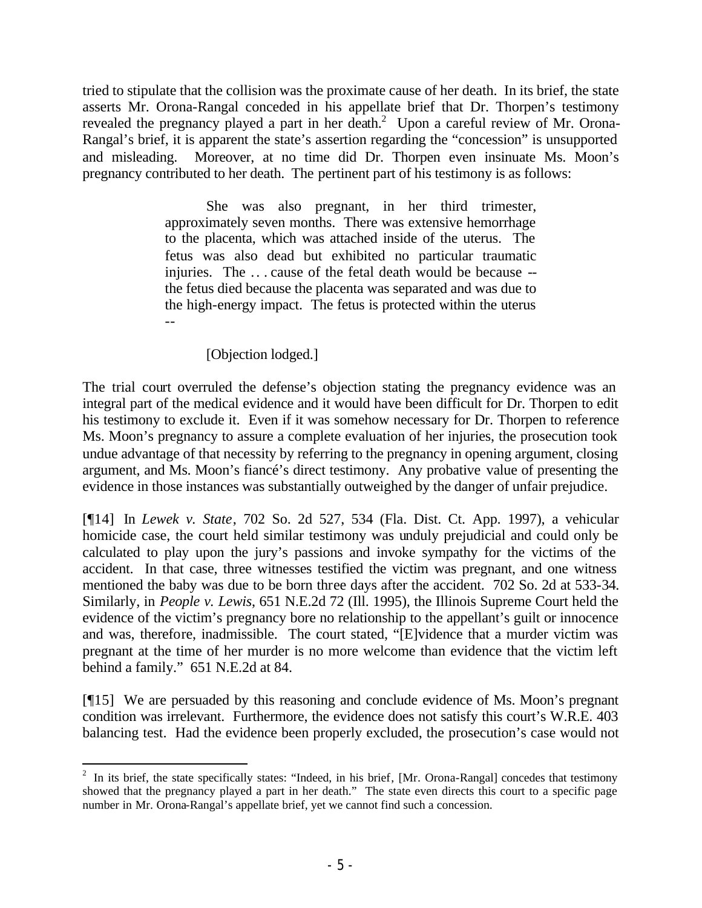tried to stipulate that the collision was the proximate cause of her death. In its brief, the state asserts Mr. Orona-Rangal conceded in his appellate brief that Dr. Thorpen's testimony revealed the pregnancy played a part in her death.[2] Upon a careful review of Mr. Orona-Rangal's brief, it is apparent the state's assertion regarding the "concession" is unsupported and misleading. Moreover, at no time did Dr. Thorpen even insinuate Ms. Moon's pregnancy contributed to her death. The pertinent part of his testimony is as follows:

> She was also pregnant, in her third trimester, approximately seven months. There was extensive hemorrhage to the placenta, which was attached inside of the uterus. The fetus was also dead but exhibited no particular traumatic injuries. The . . . cause of the fetal death would be because -- the fetus died because the placenta was separated and was due to the high-energy impact. The fetus is protected within the uterus --
>
> [Objection lodged.]

The trial court overruled the defense's objection stating the pregnancy evidence was an integral part of the medical evidence and it would have been difficult for Dr. Thorpen to edit his testimony to exclude it. Even if it was somehow necessary for Dr. Thorpen to reference Ms. Moon's pregnancy to assure a complete evaluation of her injuries, the prosecution took undue advantage of that necessity by referring to the pregnancy in opening argument, closing argument, and Ms. Moon's fiancé's direct testimony. Any probative value of presenting the evidence in those instances was substantially outweighed by the danger of unfair prejudice.

[¶14] In *Lewek v. State*, 702 So. 2d 527, 534 (Fla. Dist. Ct. App. 1997), a vehicular homicide case, the court held similar testimony was unduly prejudicial and could only be calculated to play upon the jury's passions and invoke sympathy for the victims of the accident. In that case, three witnesses testified the victim was pregnant, and one witness mentioned the baby was due to be born three days after the accident. 702 So. 2d at 533-34. Similarly, in *People v. Lewis*, 651 N.E.2d 72 (Ill. 1995), the Illinois Supreme Court held the evidence of the victim's pregnancy bore no relationship to the appellant's guilt or innocence and was, therefore, inadmissible. The court stated, "[E]vidence that a murder victim was pregnant at the time of her murder is no more welcome than evidence that the victim left behind a family." 651 N.E.2d at 84.

[¶15] We are persuaded by this reasoning and conclude evidence of Ms. Moon's pregnant condition was irrelevant. Furthermore, the evidence does not satisfy this court's W.R.E. 403 balancing test. Had the evidence been properly excluded, the prosecution's case would not

---

[2] In its brief, the state specifically states: "Indeed, in his brief, [Mr. Orona-Rangal] concedes that testimony showed that the pregnancy played a part in her death." The state even directs this court to a specific page number in Mr. Orona-Rangal's appellate brief, yet we cannot find such a concession.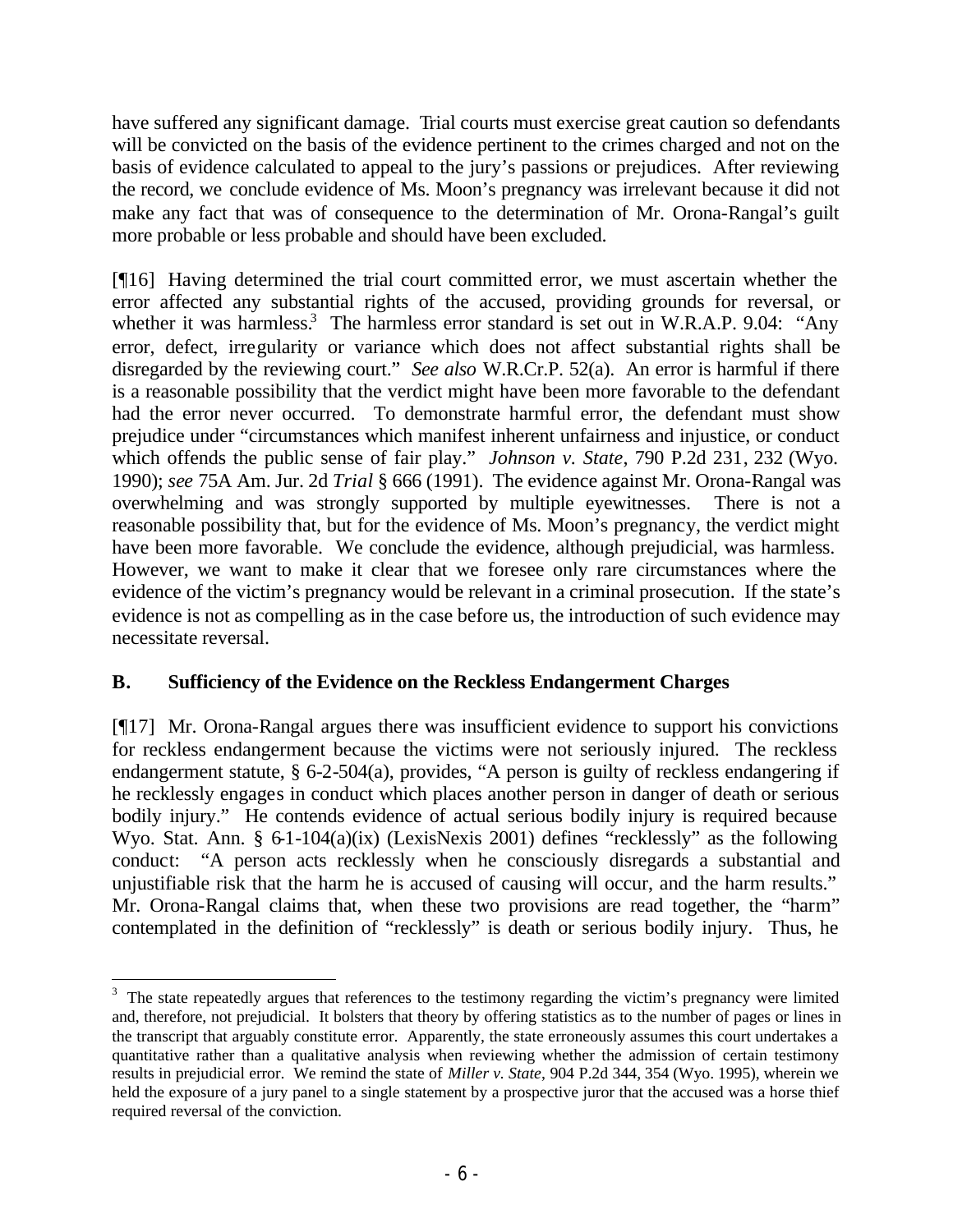have suffered any significant damage. Trial courts must exercise great caution so defendants will be convicted on the basis of the evidence pertinent to the crimes charged and not on the basis of evidence calculated to appeal to the jury's passions or prejudices. After reviewing the record, we conclude evidence of Ms. Moon's pregnancy was irrelevant because it did not make any fact that was of consequence to the determination of Mr. Orona-Rangal's guilt more probable or less probable and should have been excluded.

[¶16] Having determined the trial court committed error, we must ascertain whether the error affected any substantial rights of the accused, providing grounds for reversal, or whether it was harmless.[3] The harmless error standard is set out in W.R.A.P. 9.04: "Any error, defect, irregularity or variance which does not affect substantial rights shall be disregarded by the reviewing court." *See also* W.R.Cr.P. 52(a). An error is harmful if there is a reasonable possibility that the verdict might have been more favorable to the defendant had the error never occurred. To demonstrate harmful error, the defendant must show prejudice under "circumstances which manifest inherent unfairness and injustice, or conduct which offends the public sense of fair play." *Johnson v. State*, 790 P.2d 231, 232 (Wyo. 1990); *see* 75A Am. Jur. 2d *Trial* § 666 (1991). The evidence against Mr. Orona-Rangal was overwhelming and was strongly supported by multiple eyewitnesses. There is not a reasonable possibility that, but for the evidence of Ms. Moon's pregnancy, the verdict might have been more favorable. We conclude the evidence, although prejudicial, was harmless. However, we want to make it clear that we foresee only rare circumstances where the evidence of the victim's pregnancy would be relevant in a criminal prosecution. If the state's evidence is not as compelling as in the case before us, the introduction of such evidence may necessitate reversal.

## B. Sufficiency of the Evidence on the Reckless Endangerment Charges

[¶17] Mr. Orona-Rangal argues there was insufficient evidence to support his convictions for reckless endangerment because the victims were not seriously injured. The reckless endangerment statute, § 6-2-504(a), provides, "A person is guilty of reckless endangering if he recklessly engages in conduct which places another person in danger of death or serious bodily injury." He contends evidence of actual serious bodily injury is required because Wyo. Stat. Ann. § 6-1-104(a)(ix) (LexisNexis 2001) defines "recklessly" as the following conduct: "A person acts recklessly when he consciously disregards a substantial and unjustifiable risk that the harm he is accused of causing will occur, and the harm results." Mr. Orona-Rangal claims that, when these two provisions are read together, the "harm" contemplated in the definition of "recklessly" is death or serious bodily injury. Thus, he

---

[3] The state repeatedly argues that references to the testimony regarding the victim's pregnancy were limited and, therefore, not prejudicial. It bolsters that theory by offering statistics as to the number of pages or lines in the transcript that arguably constitute error. Apparently, the state erroneously assumes this court undertakes a quantitative rather than a qualitative analysis when reviewing whether the admission of certain testimony results in prejudicial error. We remind the state of *Miller v. State*, 904 P.2d 344, 354 (Wyo. 1995), wherein we held the exposure of a jury panel to a single statement by a prospective juror that the accused was a horse thief required reversal of the conviction.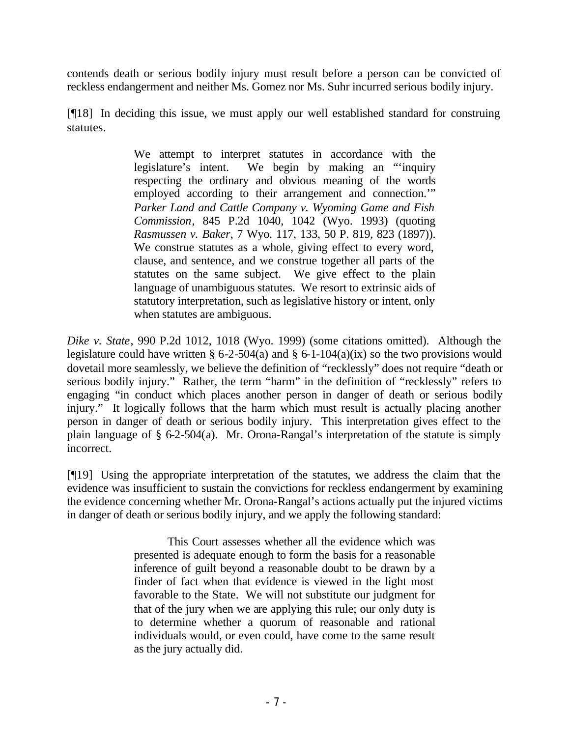contends death or serious bodily injury must result before a person can be convicted of reckless endangerment and neither Ms. Gomez nor Ms. Suhr incurred serious bodily injury.

[¶18] In deciding this issue, we must apply our well established standard for construing statutes.

> We attempt to interpret statutes in accordance with the legislature's intent. We begin by making an "'inquiry respecting the ordinary and obvious meaning of the words employed according to their arrangement and connection.'" *Parker Land and Cattle Company v. Wyoming Game and Fish Commission*, 845 P.2d 1040, 1042 (Wyo. 1993) (quoting *Rasmussen v. Baker*, 7 Wyo. 117, 133, 50 P. 819, 823 (1897)). We construe statutes as a whole, giving effect to every word, clause, and sentence, and we construe together all parts of the statutes on the same subject. We give effect to the plain language of unambiguous statutes. We resort to extrinsic aids of statutory interpretation, such as legislative history or intent, only when statutes are ambiguous.

*Dike v. State*, 990 P.2d 1012, 1018 (Wyo. 1999) (some citations omitted). Although the legislature could have written § 6-2-504(a) and § 6-1-104(a)(ix) so the two provisions would dovetail more seamlessly, we believe the definition of "recklessly" does not require "death or serious bodily injury." Rather, the term "harm" in the definition of "recklessly" refers to engaging "in conduct which places another person in danger of death or serious bodily injury." It logically follows that the harm which must result is actually placing another person in danger of death or serious bodily injury. This interpretation gives effect to the plain language of § 6-2-504(a). Mr. Orona-Rangal's interpretation of the statute is simply incorrect.

[¶19] Using the appropriate interpretation of the statutes, we address the claim that the evidence was insufficient to sustain the convictions for reckless endangerment by examining the evidence concerning whether Mr. Orona-Rangal's actions actually put the injured victims in danger of death or serious bodily injury, and we apply the following standard:

> This Court assesses whether all the evidence which was presented is adequate enough to form the basis for a reasonable inference of guilt beyond a reasonable doubt to be drawn by a finder of fact when that evidence is viewed in the light most favorable to the State. We will not substitute our judgment for that of the jury when we are applying this rule; our only duty is to determine whether a quorum of reasonable and rational individuals would, or even could, have come to the same result as the jury actually did.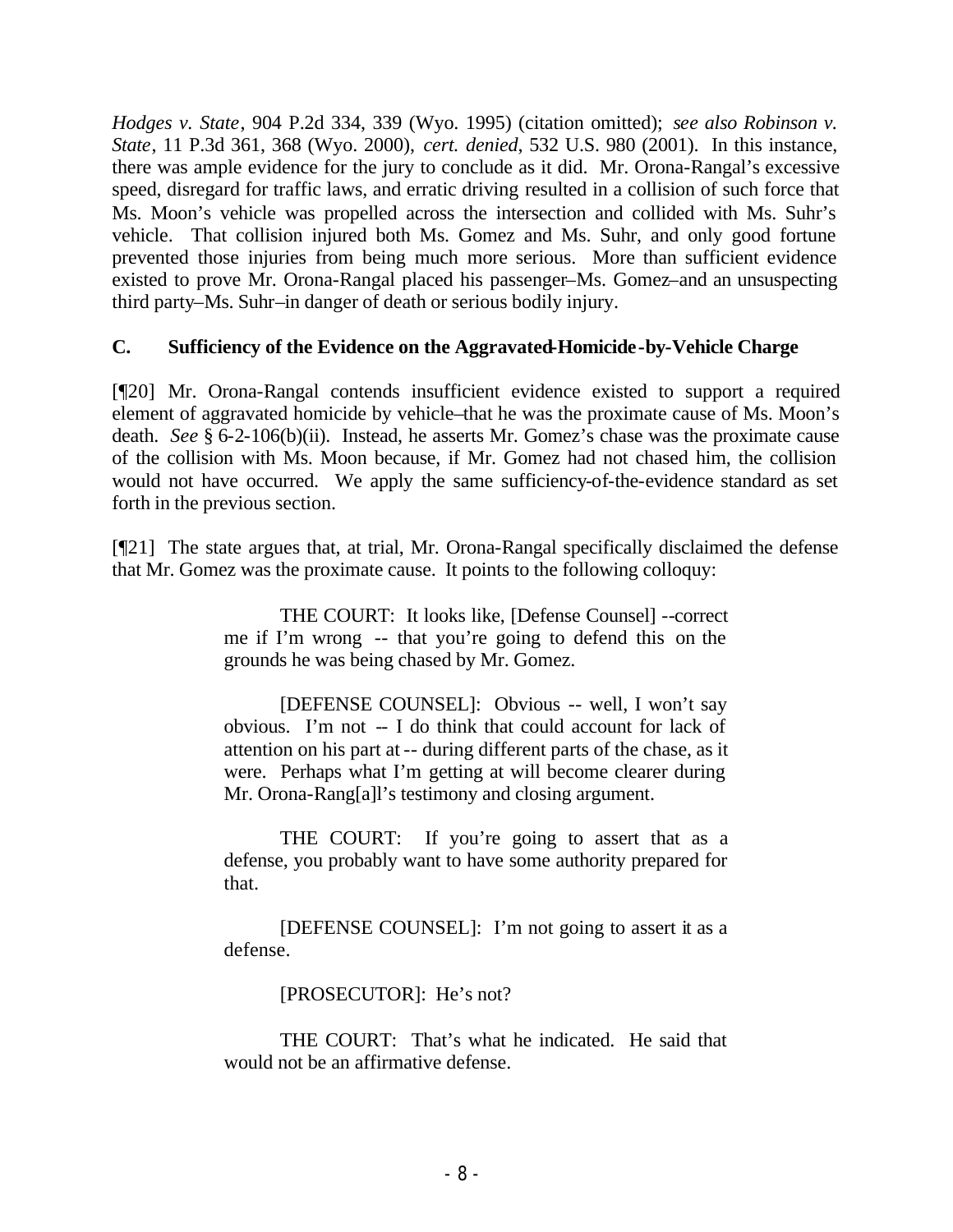*Hodges v. State*, 904 P.2d 334, 339 (Wyo. 1995) (citation omitted); *see also Robinson v. State*, 11 P.3d 361, 368 (Wyo. 2000), *cert. denied*, 532 U.S. 980 (2001). In this instance, there was ample evidence for the jury to conclude as it did. Mr. Orona-Rangal's excessive speed, disregard for traffic laws, and erratic driving resulted in a collision of such force that Ms. Moon's vehicle was propelled across the intersection and collided with Ms. Suhr's vehicle. That collision injured both Ms. Gomez and Ms. Suhr, and only good fortune prevented those injuries from being much more serious. More than sufficient evidence existed to prove Mr. Orona-Rangal placed his passenger–Ms. Gomez–and an unsuspecting third party–Ms. Suhr–in danger of death or serious bodily injury.

### C. Sufficiency of the Evidence on the Aggravated-Homicide-by-Vehicle Charge

[¶20] Mr. Orona-Rangal contends insufficient evidence existed to support a required element of aggravated homicide by vehicle–that he was the proximate cause of Ms. Moon's death. *See* § 6-2-106(b)(ii). Instead, he asserts Mr. Gomez's chase was the proximate cause of the collision with Ms. Moon because, if Mr. Gomez had not chased him, the collision would not have occurred. We apply the same sufficiency-of-the-evidence standard as set forth in the previous section.

[¶21] The state argues that, at trial, Mr. Orona-Rangal specifically disclaimed the defense that Mr. Gomez was the proximate cause. It points to the following colloquy:

> THE COURT: It looks like, [Defense Counsel] --correct me if I'm wrong -- that you're going to defend this on the grounds he was being chased by Mr. Gomez.
>
> [DEFENSE COUNSEL]: Obvious -- well, I won't say obvious. I'm not -- I do think that could account for lack of attention on his part at -- during different parts of the chase, as it were. Perhaps what I'm getting at will become clearer during Mr. Orona-Rang[a]l's testimony and closing argument.
>
> THE COURT: If you're going to assert that as a defense, you probably want to have some authority prepared for that.
>
> [DEFENSE COUNSEL]: I'm not going to assert it as a defense.
>
> [PROSECUTOR]: He's not?
>
> THE COURT: That's what he indicated. He said that would not be an affirmative defense.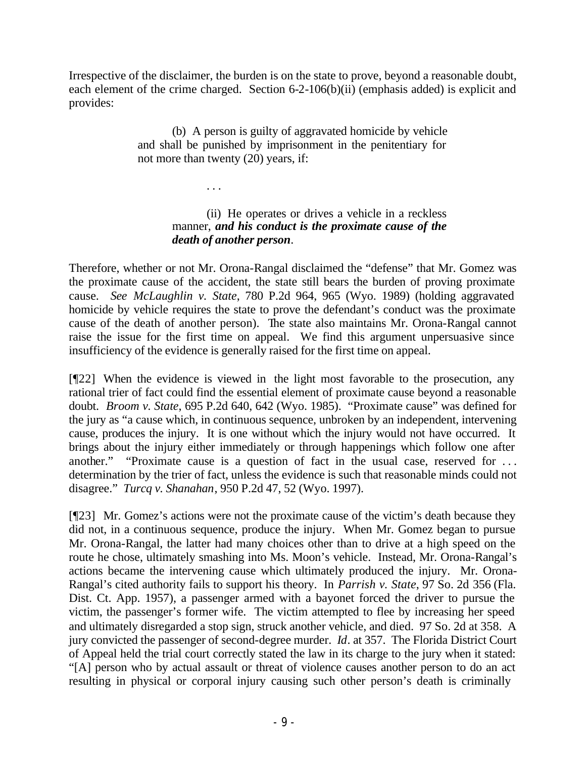Irrespective of the disclaimer, the burden is on the state to prove, beyond a reasonable doubt, each element of the crime charged. Section 6-2-106(b)(ii) (emphasis added) is explicit and provides:

> (b) A person is guilty of aggravated homicide by vehicle and shall be punished by imprisonment in the penitentiary for not more than twenty (20) years, if:
>
> . . .
>
> (ii) He operates or drives a vehicle in a reckless manner, ***and his conduct is the proximate cause of the death of another person***.

Therefore, whether or not Mr. Orona-Rangal disclaimed the "defense" that Mr. Gomez was the proximate cause of the accident, the state still bears the burden of proving proximate cause. *See McLaughlin v. State*, 780 P.2d 964, 965 (Wyo. 1989) (holding aggravated homicide by vehicle requires the state to prove the defendant's conduct was the proximate cause of the death of another person). The state also maintains Mr. Orona-Rangal cannot raise the issue for the first time on appeal. We find this argument unpersuasive since insufficiency of the evidence is generally raised for the first time on appeal.

[¶22] When the evidence is viewed in the light most favorable to the prosecution, any rational trier of fact could find the essential element of proximate cause beyond a reasonable doubt. *Broom v. State*, 695 P.2d 640, 642 (Wyo. 1985). "Proximate cause" was defined for the jury as "a cause which, in continuous sequence, unbroken by an independent, intervening cause, produces the injury. It is one without which the injury would not have occurred. It brings about the injury either immediately or through happenings which follow one after another." "Proximate cause is a question of fact in the usual case, reserved for . . . determination by the trier of fact, unless the evidence is such that reasonable minds could not disagree." *Turcq v. Shanahan*, 950 P.2d 47, 52 (Wyo. 1997).

[¶23] Mr. Gomez's actions were not the proximate cause of the victim's death because they did not, in a continuous sequence, produce the injury. When Mr. Gomez began to pursue Mr. Orona-Rangal, the latter had many choices other than to drive at a high speed on the route he chose, ultimately smashing into Ms. Moon's vehicle. Instead, Mr. Orona-Rangal's actions became the intervening cause which ultimately produced the injury. Mr. Orona-Rangal's cited authority fails to support his theory. In *Parrish v. State*, 97 So. 2d 356 (Fla. Dist. Ct. App. 1957), a passenger armed with a bayonet forced the driver to pursue the victim, the passenger's former wife. The victim attempted to flee by increasing her speed and ultimately disregarded a stop sign, struck another vehicle, and died. 97 So. 2d at 358. A jury convicted the passenger of second-degree murder. *Id*. at 357. The Florida District Court of Appeal held the trial court correctly stated the law in its charge to the jury when it stated: "[A] person who by actual assault or threat of violence causes another person to do an act resulting in physical or corporal injury causing such other person's death is criminally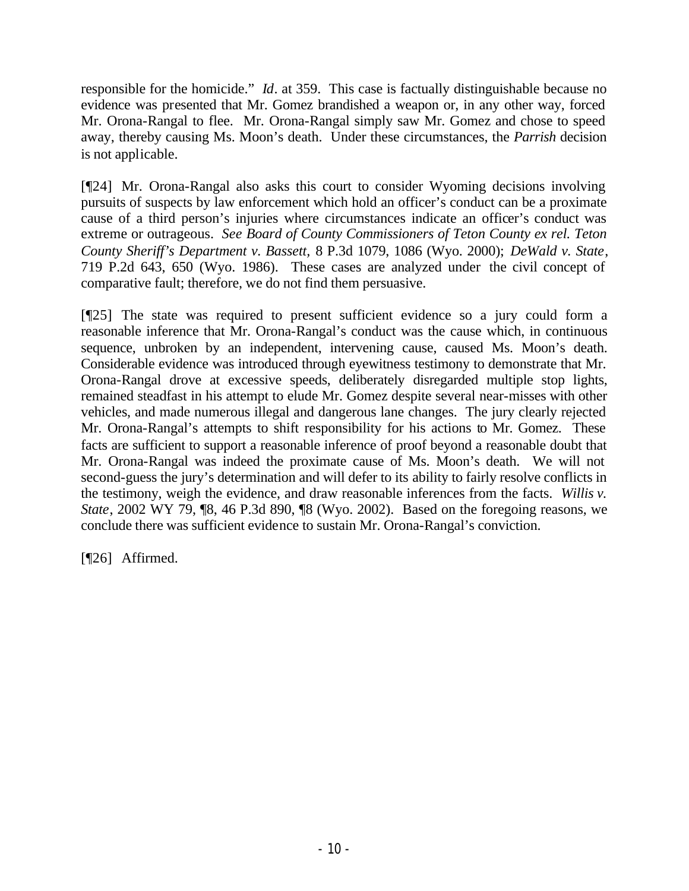responsible for the homicide." *Id*. at 359. This case is factually distinguishable because no evidence was presented that Mr. Gomez brandished a weapon or, in any other way, forced Mr. Orona-Rangal to flee. Mr. Orona-Rangal simply saw Mr. Gomez and chose to speed away, thereby causing Ms. Moon's death. Under these circumstances, the *Parrish* decision is not applicable.

[¶24] Mr. Orona-Rangal also asks this court to consider Wyoming decisions involving pursuits of suspects by law enforcement which hold an officer's conduct can be a proximate cause of a third person's injuries where circumstances indicate an officer's conduct was extreme or outrageous. *See Board of County Commissioners of Teton County ex rel. Teton County Sheriff's Department v. Bassett*, 8 P.3d 1079, 1086 (Wyo. 2000); *DeWald v. State*, 719 P.2d 643, 650 (Wyo. 1986). These cases are analyzed under the civil concept of comparative fault; therefore, we do not find them persuasive.

[¶25] The state was required to present sufficient evidence so a jury could form a reasonable inference that Mr. Orona-Rangal's conduct was the cause which, in continuous sequence, unbroken by an independent, intervening cause, caused Ms. Moon's death. Considerable evidence was introduced through eyewitness testimony to demonstrate that Mr. Orona-Rangal drove at excessive speeds, deliberately disregarded multiple stop lights, remained steadfast in his attempt to elude Mr. Gomez despite several near-misses with other vehicles, and made numerous illegal and dangerous lane changes. The jury clearly rejected Mr. Orona-Rangal's attempts to shift responsibility for his actions to Mr. Gomez. These facts are sufficient to support a reasonable inference of proof beyond a reasonable doubt that Mr. Orona-Rangal was indeed the proximate cause of Ms. Moon's death. We will not second-guess the jury's determination and will defer to its ability to fairly resolve conflicts in the testimony, weigh the evidence, and draw reasonable inferences from the facts. *Willis v. State*, 2002 WY 79, ¶8, 46 P.3d 890, ¶8 (Wyo. 2002). Based on the foregoing reasons, we conclude there was sufficient evidence to sustain Mr. Orona-Rangal's conviction.

[¶26] Affirmed.